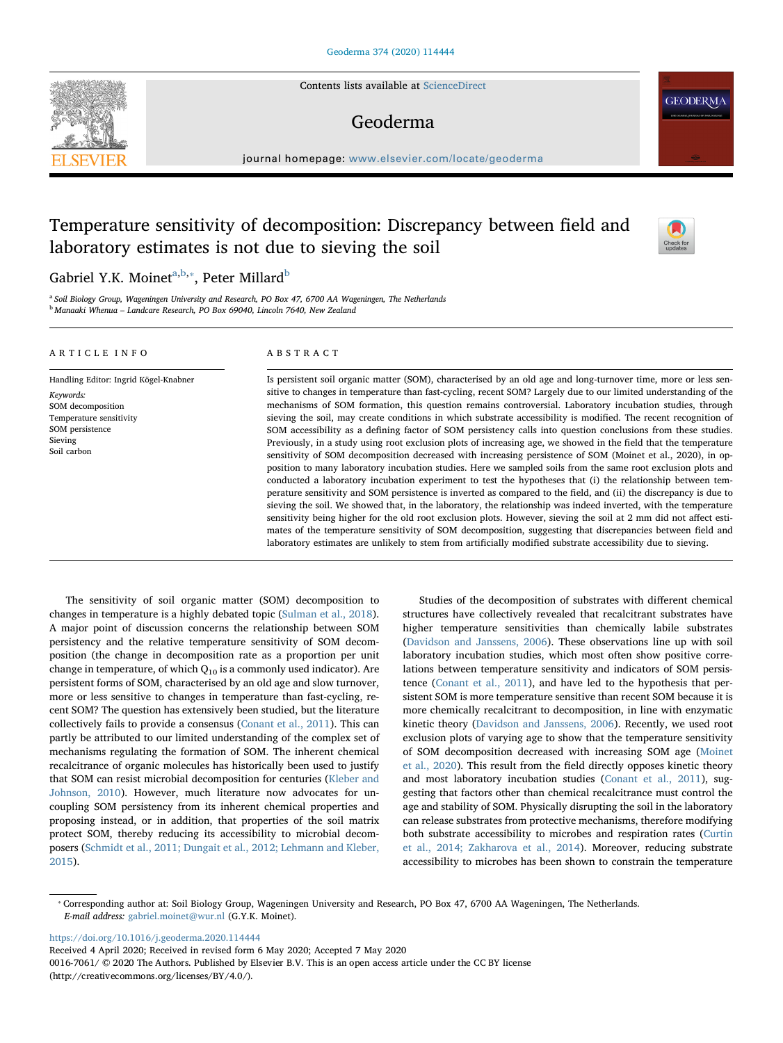# Temperature sensitivity of decomposition: Discrepancy between field and laboratory estimates is not due to sieving the soil

Gabriel Y.K. Moinet[a,b,*], Peter Millard[b]

[a] Soil Biology Group, Wageningen University and Research, PO Box 47, 6700 AA Wageningen, The Netherlands
[b] Manaaki Whenua – Landcare Research, PO Box 69040, Lincoln 7640, New Zealand

## ARTICLE INFO

Handling Editor: Ingrid Kögel-Knabner

*Keywords:*
SOM decomposition
Temperature sensitivity
SOM persistence
Sieving
Soil carbon

## ABSTRACT

Is persistent soil organic matter (SOM), characterised by an old age and long-turnover time, more or less sensitive to changes in temperature than fast-cycling, recent SOM? Largely due to our limited understanding of the mechanisms of SOM formation, this question remains controversial. Laboratory incubation studies, through sieving the soil, may create conditions in which substrate accessibility is modified. The recent recognition of SOM accessibility as a defining factor of SOM persistency calls into question conclusions from these studies. Previously, in a study using root exclusion plots of increasing age, we showed in the field that the temperature sensitivity of SOM decomposition decreased with increasing persistence of SOM (Moinet et al., 2020), in opposition to many laboratory incubation studies. Here we sampled soils from the same root exclusion plots and conducted a laboratory incubation experiment to test the hypotheses that (i) the relationship between temperature sensitivity and SOM persistence is inverted as compared to the field, and (ii) the discrepancy is due to sieving the soil. We showed that, in the laboratory, the relationship was indeed inverted, with the temperature sensitivity being higher for the old root exclusion plots. However, sieving the soil at 2 mm did not affect estimates of the temperature sensitivity of SOM decomposition, suggesting that discrepancies between field and laboratory estimates are unlikely to stem from artificially modified substrate accessibility due to sieving.

The sensitivity of soil organic matter (SOM) decomposition to changes in temperature is a highly debated topic (Sulman et al., 2018). A major point of discussion concerns the relationship between SOM persistency and the relative temperature sensitivity of SOM decomposition (the change in decomposition rate as a proportion per unit change in temperature, of which $Q_{10}$ is a commonly used indicator). Are persistent forms of SOM, characterised by an old age and slow turnover, more or less sensitive to changes in temperature than fast-cycling, recent SOM? The question has extensively been studied, but the literature collectively fails to provide a consensus (Conant et al., 2011). This can partly be attributed to our limited understanding of the complex set of mechanisms regulating the formation of SOM. The inherent chemical recalcitrance of organic molecules has historically been used to justify that SOM can resist microbial decomposition for centuries (Kleber and Johnson, 2010). However, much literature now advocates for uncoupling SOM persistency from its inherent chemical properties and proposing instead, or in addition, that properties of the soil matrix protect SOM, thereby reducing its accessibility to microbial decomposers (Schmidt et al., 2011; Dungait et al., 2012; Lehmann and Kleber, 2015).

Studies of the decomposition of substrates with different chemical structures have collectively revealed that recalcitrant substrates have higher temperature sensitivities than chemically labile substrates (Davidson and Janssens, 2006). These observations line up with soil laboratory incubation studies, which most often show positive correlations between temperature sensitivity and indicators of SOM persistence (Conant et al., 2011), and have led to the hypothesis that persistent SOM is more temperature sensitive than recent SOM because it is more chemically recalcitrant to decomposition, in line with enzymatic kinetic theory (Davidson and Janssens, 2006). Recently, we used root exclusion plots of varying age to show that the temperature sensitivity of SOM decomposition decreased with increasing SOM age (Moinet et al., 2020). This result from the field directly opposes kinetic theory and most laboratory incubation studies (Conant et al., 2011), suggesting that factors other than chemical recalcitrance must control the age and stability of SOM. Physically disrupting the soil in the laboratory can release substrates from protective mechanisms, therefore modifying both substrate accessibility to microbes and respiration rates (Curtin et al., 2014; Zakharova et al., 2014). Moreover, reducing substrate accessibility to microbes has been shown to constrain the temperature

* Corresponding author at: Soil Biology Group, Wageningen University and Research, PO Box 47, 6700 AA Wageningen, The Netherlands.
*E-mail address:* gabriel.moinet@wur.nl (G.Y.K. Moinet).

https://doi.org/10.1016/j.geoderma.2020.114444
Received 4 April 2020; Received in revised form 6 May 2020; Accepted 7 May 2020
0016-7061/ © 2020 The Authors. Published by Elsevier B.V. This is an open access article under the CC BY license (http://creativecommons.org/licenses/BY/4.0/).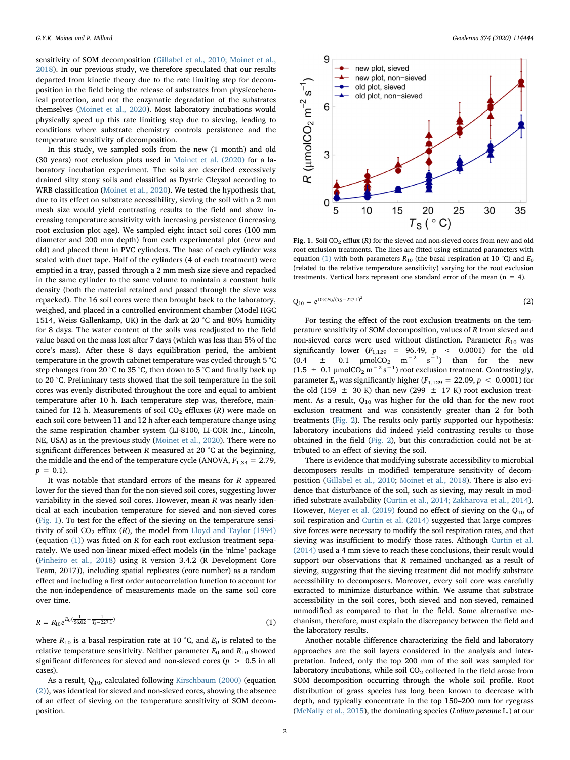sensitivity of SOM decomposition (Gillabel et al., 2010; Moinet et al., 2018). In our previous study, we therefore speculated that our results departed from kinetic theory due to the rate limiting step for decomposition in the field being the release of substrates from physicochemical protection, and not the enzymatic degradation of the substrates themselves (Moinet et al., 2020). Most laboratory incubations would physically speed up this rate limiting step due to sieving, leading to conditions where substrate chemistry controls persistence and the temperature sensitivity of decomposition.

In this study, we sampled soils from the new (1 month) and old (30 years) root exclusion plots used in Moinet et al. (2020) for a laboratory incubation experiment. The soils are described excessively drained silty stony soils and classified as Dystric Gleysol according to WRB classification (Moinet et al., 2020). We tested the hypothesis that, due to its effect on substrate accessibility, sieving the soil with a 2 mm mesh size would yield contrasting results to the field and show increasing temperature sensitivity with increasing persistence (increasing root exclusion plot age). We sampled eight intact soil cores (100 mm diameter and 200 mm depth) from each experimental plot (new and old) and placed them in PVC cylinders. The base of each cylinder was sealed with duct tape. Half of the cylinders (4 of each treatment) were emptied in a tray, passed through a 2 mm mesh size sieve and repacked in the same cylinder to the same volume to maintain a constant bulk density (both the material retained and passed through the sieve was repacked). The 16 soil cores were then brought back to the laboratory, weighed, and placed in a controlled environment chamber (Model HGC 1514, Weiss Gallenkamp, UK) in the dark at 20 °C and 80% humidity for 8 days. The water content of the soils was readjusted to the field value based on the mass lost after 7 days (which was less than 5% of the core's mass). After these 8 days equilibration period, the ambient temperature in the growth cabinet temperature was cycled through 5 °C step changes from 20 °C to 35 °C, then down to 5 °C and finally back up to 20 °C. Preliminary tests showed that the soil temperature in the soil cores was evenly distributed throughout the core and equal to ambient temperature after 10 h. Each temperature step was, therefore, maintained for 12 h. Measurements of soil $CO_2$ effluxes ($R$) were made on each soil core between 11 and 12 h after each temperature change using the same respiration chamber system (LI-8100, LI-COR Inc., Lincoln, NE, USA) as in the previous study (Moinet et al., 2020). There were no significant differences between $R$ measured at 20 °C at the beginning, the middle and the end of the temperature cycle (ANOVA, $F_{1,34} = 2.79$, $p = 0.1$).

It was notable that standard errors of the means for $R$ appeared lower for the sieved than for the non-sieved soil cores, suggesting lower variability in the sieved soil cores. However, mean $R$ was nearly identical at each incubation temperature for sieved and non-sieved cores (Fig. 1). To test for the effect of the sieving on the temperature sensitivity of soil $CO_2$ efflux ($R$), the model from Lloyd and Taylor (1994) (equation (1)) was fitted on $R$ for each root exclusion treatment separately. We used non-linear mixed-effect models (in the 'nlme' package (Pinheiro et al., 2018) using R version 3.4.2 (R Development Core Team, 2017)), including spatial replicates (core number) as a random effect and including a first order autocorrelation function to account for the non-independence of measurements made on the same soil core over time.

$$R = R_{10} e^{E_0\left(\frac{1}{56.02} - \frac{1}{T_S - 227.1}\right)} \tag{1}$$

where $R_{10}$ is a basal respiration rate at 10 °C, and $E_0$ is related to the relative temperature sensitivity. Neither parameter $E_0$ and $R_{10}$ showed significant differences for sieved and non-sieved cores ($p > 0.5$ in all cases).

As a result, $Q_{10}$, calculated following Kirschbaum (2000) (equation (2)), was identical for sieved and non-sieved cores, showing the absence of an effect of sieving on the temperature sensitivity of SOM decomposition.

**Fig. 1.** Soil $CO_2$ efflux ($R$) for the sieved and non-sieved cores from new and old root exclusion treatments. The lines are fitted using estimated parameters with equation (1) with both parameters $R_{10}$ (the basal respiration at 10 °C) and $E_0$ (related to the relative temperature sensitivity) varying for the root exclusion treatments. Vertical bars represent one standard error of the mean (n = 4).

$$Q_{10} = e^{10 \times E_0/(T_S - 227.1)^2} \tag{2}$$

For testing the effect of the root exclusion treatments on the temperature sensitivity of SOM decomposition, values of $R$ from sieved and non-sieved cores were used without distinction. Parameter $R_{10}$ was significantly lower ($F_{1,129} = 96.49$, $p < 0.0001$) for the old (0.4 ± 0.1 μmol$CO_2$ m$^{-2}$ s$^{-1}$) than for the new (1.5 ± 0.1 μmol$CO_2$ m$^{-2}$ s$^{-1}$) root exclusion treatment. Contrastingly, parameter $E_0$ was significantly higher ($F_{1,129} = 22.09$, $p < 0.0001$) for the old (159 ± 30 K) than new (299 ± 17 K) root exclusion treatment. As a result, $Q_{10}$ was higher for the old than for the new root exclusion treatment and was consistently greater than 2 for both treatments (Fig. 2). The results only partly supported our hypothesis: laboratory incubations did indeed yield contrasting results to those obtained in the field (Fig. 2), but this contradiction could not be attributed to an effect of sieving the soil.

There is evidence that modifying substrate accessibility to microbial decomposers results in modified temperature sensitivity of decomposition (Gillabel et al., 2010; Moinet et al., 2018). There is also evidence that disturbance of the soil, such as sieving, may result in modified substrate availability (Curtin et al., 2014; Zakharova et al., 2014). However, Meyer et al. (2019) found no effect of sieving on the $Q_{10}$ of soil respiration and Curtin et al. (2014) suggested that large compressive forces were necessary to modify the soil respiration rates, and that sieving was insufficient to modify those rates. Although Curtin et al. (2014) used a 4 mm sieve to reach these conclusions, their result would support our observations that $R$ remained unchanged as a result of sieving, suggesting that the sieving treatment did not modify substrate accessibility to decomposers. Moreover, every soil core was carefully extracted to minimize disturbance within. We assume that substrate accessibility in the soil cores, both sieved and non-sieved, remained unmodified as compared to that in the field. Some alternative mechanism, therefore, must explain the discrepancy between the field and the laboratory results.

Another notable difference characterizing the field and laboratory approaches are the soil layers considered in the analysis and interpretation. Indeed, only the top 200 mm of the soil was sampled for laboratory incubations, while soil $CO_2$ collected in the field arose from SOM decomposition occurring through the whole soil profile. Root distribution of grass species has long been known to decrease with depth, and typically concentrate in the top 150–200 mm for ryegrass (McNally et al., 2015), the dominating species (*Lolium perenne* L.) at our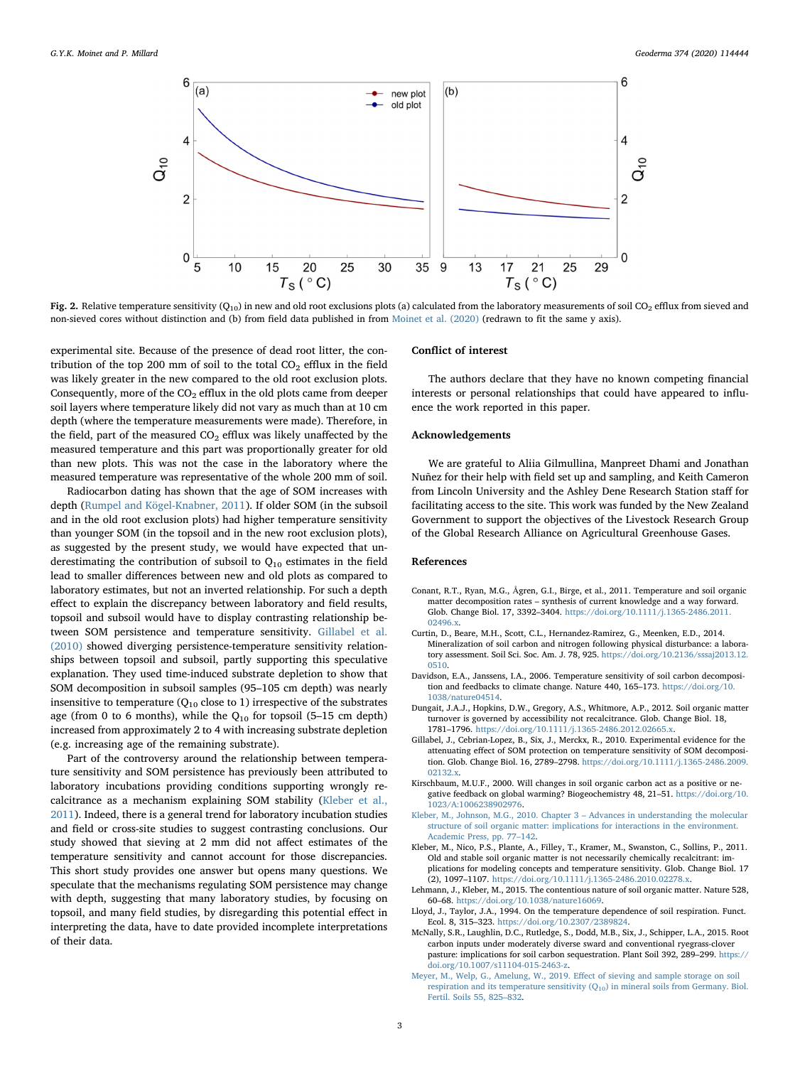Fig. 2. Relative temperature sensitivity ($Q_{10}$) in new and old root exclusions plots (a) calculated from the laboratory measurements of soil $CO_2$ efflux from sieved and non-sieved cores without distinction and (b) from field data published in from Moinet et al. (2020) (redrawn to fit the same y axis).

experimental site. Because of the presence of dead root litter, the contribution of the top 200 mm of soil to the total $CO_2$ efflux in the field was likely greater in the new compared to the old root exclusion plots. Consequently, more of the $CO_2$ efflux in the old plots came from deeper soil layers where temperature likely did not vary as much than at 10 cm depth (where the temperature measurements were made). Therefore, in the field, part of the measured $CO_2$ efflux was likely unaffected by the measured temperature and this part was proportionally greater for old than new plots. This was not the case in the laboratory where the measured temperature was representative of the whole 200 mm of soil.

Radiocarbon dating has shown that the age of SOM increases with depth (Rumpel and Kögel-Knabner, 2011). If older SOM (in the subsoil and in the old root exclusion plots) had higher temperature sensitivity than younger SOM (in the topsoil and in the new root exclusion plots), as suggested by the present study, we would have expected that underestimating the contribution of subsoil to $Q_{10}$ estimates in the field lead to smaller differences between new and old plots as compared to laboratory estimates, but not an inverted relationship. For such a depth effect to explain the discrepancy between laboratory and field results, topsoil and subsoil would have to display contrasting relationship between SOM persistence and temperature sensitivity. Gillabel et al. (2010) showed diverging persistence-temperature sensitivity relationships between topsoil and subsoil, partly supporting this speculative explanation. They used time-induced substrate depletion to show that SOM decomposition in subsoil samples (95–105 cm depth) was nearly insensitive to temperature ($Q_{10}$ close to 1) irrespective of the substrates age (from 0 to 6 months), while the $Q_{10}$ for topsoil (5–15 cm depth) increased from approximately 2 to 4 with increasing substrate depletion (e.g. increasing age of the remaining substrate).

Part of the controversy around the relationship between temperature sensitivity and SOM persistence has previously been attributed to laboratory incubations providing conditions supporting wrongly recalcitrance as a mechanism explaining SOM stability (Kleber et al., 2011). Indeed, there is a general trend for laboratory incubation studies and field or cross-site studies to suggest contrasting conclusions. Our study showed that sieving at 2 mm did not affect estimates of the temperature sensitivity and cannot account for those discrepancies. This short study provides one answer but opens many questions. We speculate that the mechanisms regulating SOM persistence may change with depth, suggesting that many laboratory studies, by focusing on topsoil, and many field studies, by disregarding this potential effect in interpreting the data, have to date provided incomplete interpretations of their data.

## Conflict of interest

The authors declare that they have no known competing financial interests or personal relationships that could have appeared to influence the work reported in this paper.

## Acknowledgements

We are grateful to Aliia Gilmullina, Manpreet Dhami and Jonathan Nuñez for their help with field set up and sampling, and Keith Cameron from Lincoln University and the Ashley Dene Research Station staff for facilitating access to the site. This work was funded by the New Zealand Government to support the objectives of the Livestock Research Group of the Global Research Alliance on Agricultural Greenhouse Gases.

## References

Conant, R.T., Ryan, M.G., Ågren, G.I., Birge, et al., 2011. Temperature and soil organic matter decomposition rates – synthesis of current knowledge and a way forward. Glob. Change Biol. 17, 3392–3404. https://doi.org/10.1111/j.1365-2486.2011.02496.x.

Curtin, D., Beare, M.H., Scott, C.L., Hernandez-Ramirez, G., Meenken, E.D., 2014. Mineralization of soil carbon and nitrogen following physical disturbance: a laboratory assessment. Soil Sci. Soc. Am. J. 78, 925. https://doi.org/10.2136/sssaj2013.12.0510.

Davidson, E.A., Janssens, I.A., 2006. Temperature sensitivity of soil carbon decomposition and feedbacks to climate change. Nature 440, 165–173. https://doi.org/10.1038/nature04514.

Dungait, J.A.J., Hopkins, D.W., Gregory, A.S., Whitmore, A.P., 2012. Soil organic matter turnover is governed by accessibility not recalcitrance. Glob. Change Biol. 18, 1781–1796. https://doi.org/10.1111/j.1365-2486.2012.02665.x.

Gillabel, J., Cebrian-Lopez, B., Six, J., Merckx, R., 2010. Experimental evidence for the attenuating effect of SOM protection on temperature sensitivity of SOM decomposition. Glob. Change Biol. 16, 2789–2798. https://doi.org/10.1111/j.1365-2486.2009.02132.x.

Kirschbaum, M.U.F., 2000. Will changes in soil organic carbon act as a positive or negative feedback on global warming? Biogeochemistry 48, 21–51. https://doi.org/10.1023/A:1006238902976.

Kleber, M., Johnson, M.G., 2010. Chapter 3 – Advances in understanding the molecular structure of soil organic matter: implications for interactions in the environment. Academic Press, pp. 77–142.

Kleber, M., Nico, P.S., Plante, A., Filley, T., Kramer, M., Swanston, C., Sollins, P., 2011. Old and stable soil organic matter is not necessarily chemically recalcitrant: implications for modeling concepts and temperature sensitivity. Glob. Change Biol. 17 (2), 1097–1107. https://doi.org/10.1111/j.1365-2486.2010.02278.x.

Lehmann, J., Kleber, M., 2015. The contentious nature of soil organic matter. Nature 528, 60–68. https://doi.org/10.1038/nature16069.

Lloyd, J., Taylor, J.A., 1994. On the temperature dependence of soil respiration. Funct. Ecol. 8, 315–323. https://doi.org/10.2307/2389824.

McNally, S.R., Laughlin, D.C., Rutledge, S., Dodd, M.B., Six, J., Schipper, L.A., 2015. Root carbon inputs under moderately diverse sward and conventional ryegrass-clover pasture: implications for soil carbon sequestration. Plant Soil 392, 289–299. https://doi.org/10.1007/s11104-015-2463-z.

Meyer, M., Welp, G., Amelung, W., 2019. Effect of sieving and sample storage on soil respiration and its temperature sensitivity ($Q_{10}$) in mineral soils from Germany. Biol. Fertil. Soils 55, 825–832.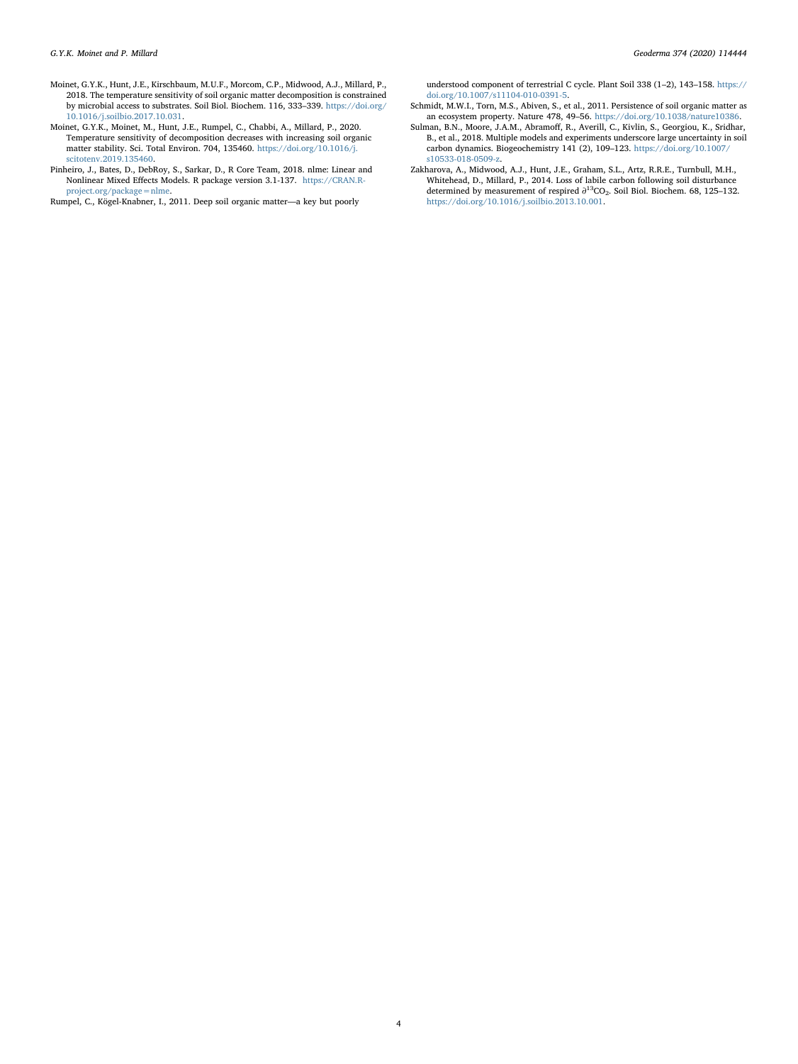Moinet, G.Y.K., Hunt, J.E., Kirschbaum, M.U.F., Morcom, C.P., Midwood, A.J., Millard, P., 2018. The temperature sensitivity of soil organic matter decomposition is constrained by microbial access to substrates. Soil Biol. Biochem. 116, 333–339. https://doi.org/10.1016/j.soilbio.2017.10.031.

Moinet, G.Y.K., Moinet, M., Hunt, J.E., Rumpel, C., Chabbi, A., Millard, P., 2020. Temperature sensitivity of decomposition decreases with increasing soil organic matter stability. Sci. Total Environ. 704, 135460. https://doi.org/10.1016/j.scitotenv.2019.135460.

Pinheiro, J., Bates, D., DebRoy, S., Sarkar, D., R Core Team, 2018. nlme: Linear and Nonlinear Mixed Effects Models. R package version 3.1-137. https://CRAN.R-project.org/package=nlme.

Rumpel, C., Kögel-Knabner, I., 2011. Deep soil organic matter—a key but poorly understood component of terrestrial C cycle. Plant Soil 338 (1–2), 143–158. https://doi.org/10.1007/s11104-010-0391-5.

Schmidt, M.W.I., Torn, M.S., Abiven, S., et al., 2011. Persistence of soil organic matter as an ecosystem property. Nature 478, 49–56. https://doi.org/10.1038/nature10386.

Sulman, B.N., Moore, J.A.M., Abramoff, R., Averill, C., Kivlin, S., Georgiou, K., Sridhar, B., et al., 2018. Multiple models and experiments underscore large uncertainty in soil carbon dynamics. Biogeochemistry 141 (2), 109–123. https://doi.org/10.1007/s10533-018-0509-z.

Zakharova, A., Midwood, A.J., Hunt, J.E., Graham, S.L., Artz, R.R.E., Turnbull, M.H., Whitehead, D., Millard, P., 2014. Loss of labile carbon following soil disturbance determined by measurement of respired $\partial^{13}CO_2$. Soil Biol. Biochem. 68, 125–132. https://doi.org/10.1016/j.soilbio.2013.10.001.